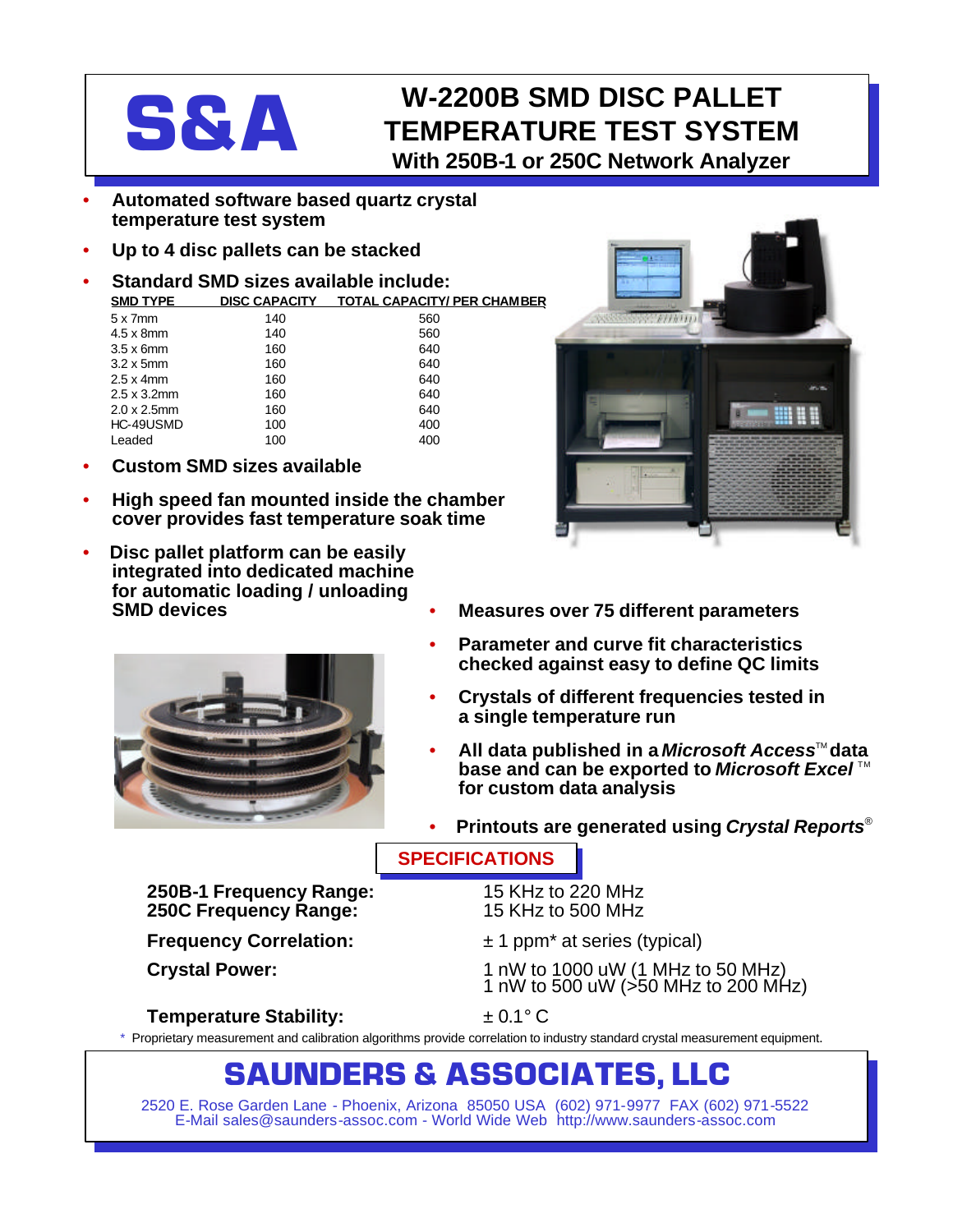# S&A

# W-2200B SMD DISC PALLET TEMPERATURE TEST SYSTEM

## With 250B-1 or 250C Network Analyzer

- **Automated software based quartz crystal temperature test system**
- **Up to 4 disc pallets can be stacked**
- **Standard SMD sizes available include:**

| SMD TYPE | DISC CAPACITY | TOTAL CAPACITY/ PER CHAMBER |
|---|---|---|
| 5 x 7mm | 140 | 560 |
| 4.5 x 8mm | 140 | 560 |
| 3.5 x 6mm | 160 | 640 |
| 3.2 x 5mm | 160 | 640 |
| 2.5 x 4mm | 160 | 640 |
| 2.5 x 3.2mm | 160 | 640 |
| 2.0 x 2.5mm | 160 | 640 |
| HC-49USMD | 100 | 400 |
| Leaded | 100 | 400 |

- **Custom SMD sizes available**
- **High speed fan mounted inside the chamber cover provides fast temperature soak time**
- **Disc pallet platform can be easily integrated into dedicated machine for automatic loading / unloading SMD devices**
- **Measures over 75 different parameters**
- **Parameter and curve fit characteristics checked against easy to define QC limits**
- **Crystals of different frequencies tested in a single temperature run**
- **All data published in a *Microsoft Access*™ data base and can be exported to *Microsoft Excel*™ for custom data analysis**
- **Printouts are generated using *Crystal Reports*®**

## SPECIFICATIONS

| | |
|---|---|
| **250B-1 Frequency Range:** | 15 KHz to 220 MHz |
| **250C Frequency Range:** | 15 KHz to 500 MHz |
| **Frequency Correlation:** | ± 1 ppm* at series (typical) |
| **Crystal Power:** | 1 nW to 1000 uW (1 MHz to 50 MHz)<br>1 nW to 500 uW (>50 MHz to 200 MHz) |
| **Temperature Stability:** | ± 0.1° C |

\* Proprietary measurement and calibration algorithms provide correlation to industry standard crystal measurement equipment.

## SAUNDERS & ASSOCIATES, LLC

2520 E. Rose Garden Lane - Phoenix, Arizona 85050 USA (602) 971-9977 FAX (602) 971-5522
E-Mail sales@saunders-assoc.com - World Wide Web http://www.saunders-assoc.com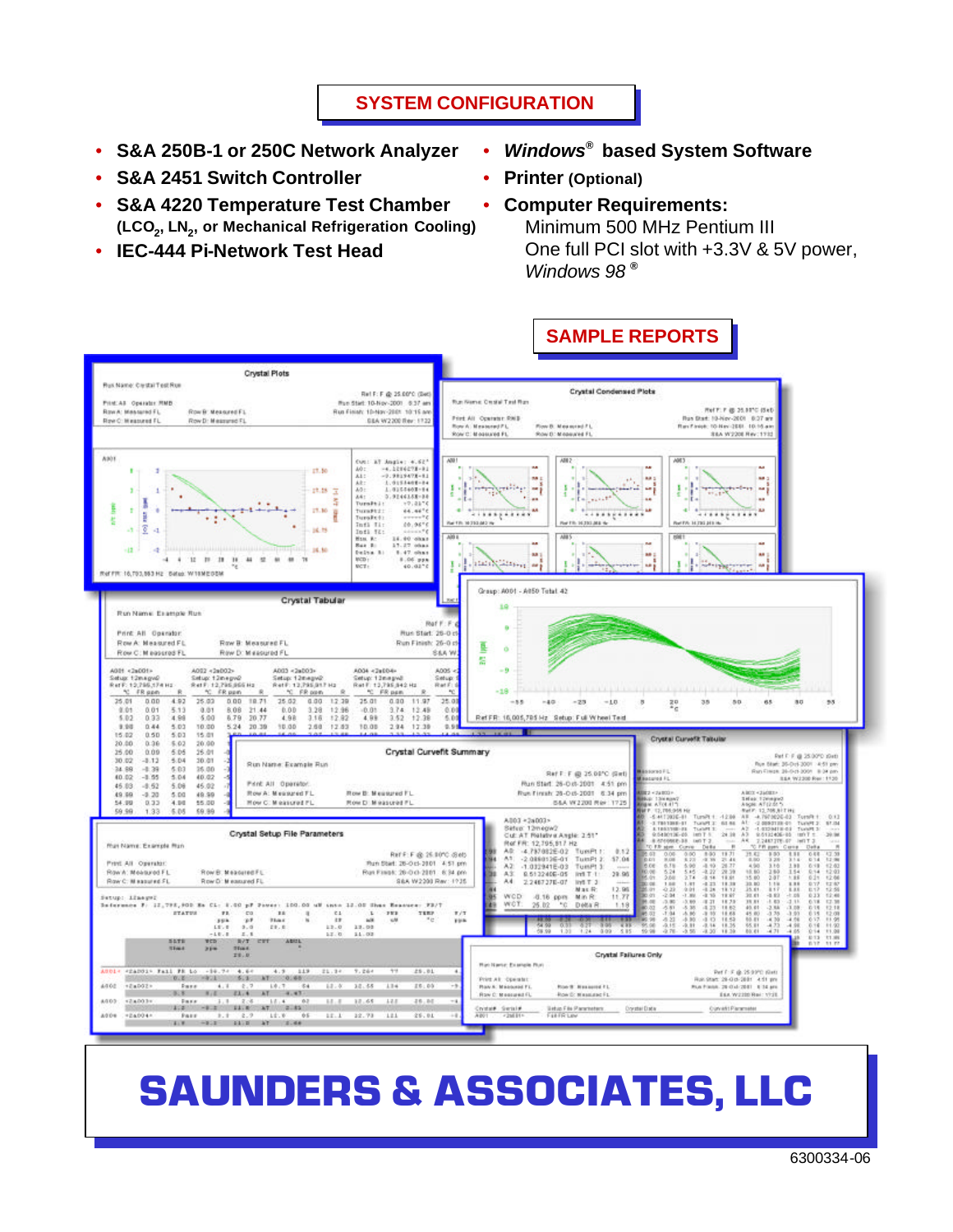## SYSTEM CONFIGURATION

- **S&A 250B-1 or 250C Network Analyzer**
- **S&A 2451 Switch Controller**
- **S&A 4220 Temperature Test Chamber**
  **($LCO_2$, $LN_2$, or Mechanical Refrigeration Cooling)**
- **IEC-444 Pi-Network Test Head**
- ***Windows*® based System Software**
- **Printer (Optional)**
- **Computer Requirements:**
  Minimum 500 MHz Pentium III
  One full PCI slot with +3.3V & 5V power,
  *Windows 98* ®

## SAMPLE REPORTS

Crystal Plots

Crystal Condensed Plots

Crystal Tabular

Crystal Curvefit Summary

Crystal Curvefit Tabular

Crystal Setup File Parameters

Crystal Failures Only

# SAUNDERS & ASSOCIATES, LLC

6300334-06